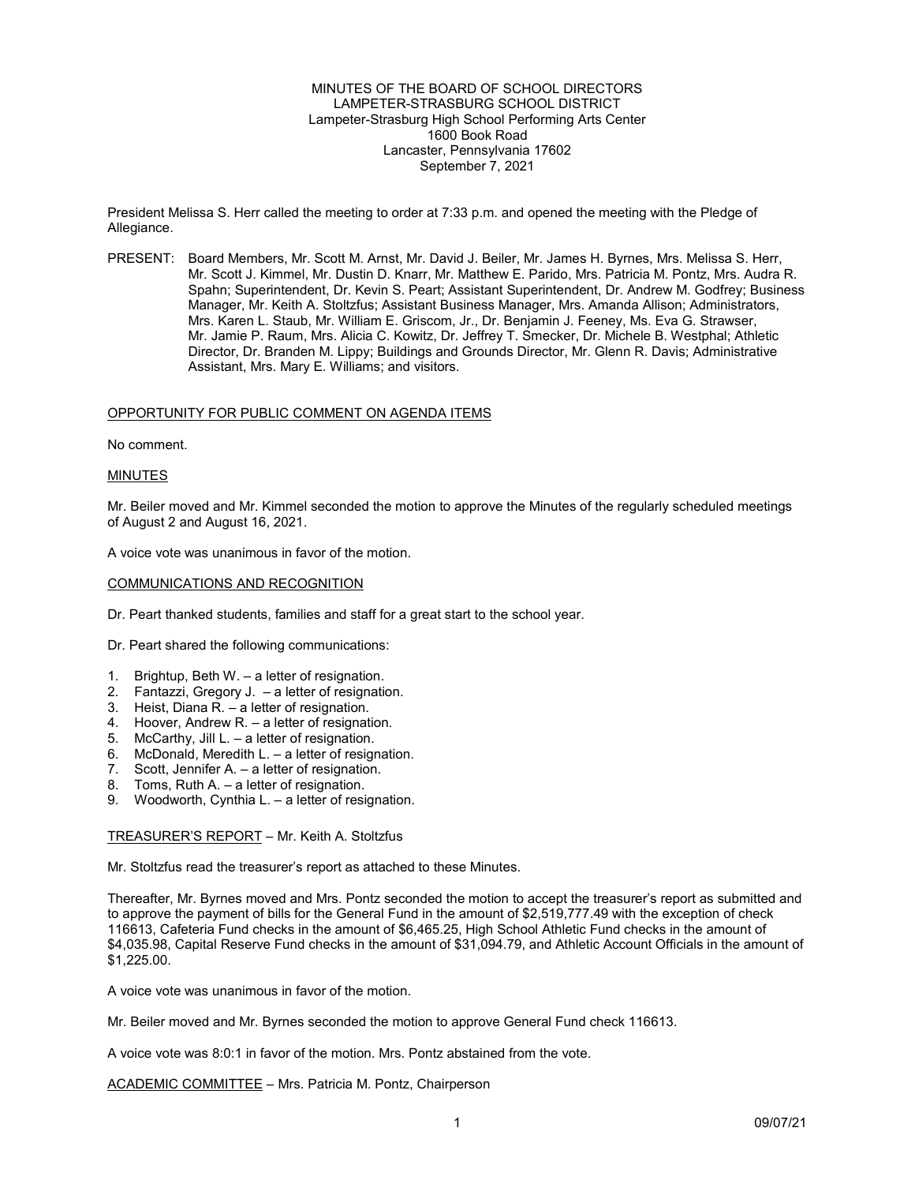MINUTES OF THE BOARD OF SCHOOL DIRECTORS
LAMPETER-STRASBURG SCHOOL DISTRICT
Lampeter-Strasburg High School Performing Arts Center
1600 Book Road
Lancaster, Pennsylvania 17602
September 7, 2021

President Melissa S. Herr called the meeting to order at 7:33 p.m. and opened the meeting with the Pledge of Allegiance.

PRESENT: Board Members, Mr. Scott M. Arnst, Mr. David J. Beiler, Mr. James H. Byrnes, Mrs. Melissa S. Herr, Mr. Scott J. Kimmel, Mr. Dustin D. Knarr, Mr. Matthew E. Parido, Mrs. Patricia M. Pontz, Mrs. Audra R. Spahn; Superintendent, Dr. Kevin S. Peart; Assistant Superintendent, Dr. Andrew M. Godfrey; Business Manager, Mr. Keith A. Stoltzfus; Assistant Business Manager, Mrs. Amanda Allison; Administrators, Mrs. Karen L. Staub, Mr. William E. Griscom, Jr., Dr. Benjamin J. Feeney, Ms. Eva G. Strawser, Mr. Jamie P. Raum, Mrs. Alicia C. Kowitz, Dr. Jeffrey T. Smecker, Dr. Michele B. Westphal; Athletic Director, Dr. Branden M. Lippy; Buildings and Grounds Director, Mr. Glenn R. Davis; Administrative Assistant, Mrs. Mary E. Williams; and visitors.

## OPPORTUNITY FOR PUBLIC COMMENT ON AGENDA ITEMS

No comment.

## MINUTES

Mr. Beiler moved and Mr. Kimmel seconded the motion to approve the Minutes of the regularly scheduled meetings of August 2 and August 16, 2021.

A voice vote was unanimous in favor of the motion.

## COMMUNICATIONS AND RECOGNITION

Dr. Peart thanked students, families and staff for a great start to the school year.

Dr. Peart shared the following communications:

1. Brightup, Beth W. – a letter of resignation.
2. Fantazzi, Gregory J. – a letter of resignation.
3. Heist, Diana R. – a letter of resignation.
4. Hoover, Andrew R. – a letter of resignation.
5. McCarthy, Jill L. – a letter of resignation.
6. McDonald, Meredith L. – a letter of resignation.
7. Scott, Jennifer A. – a letter of resignation.
8. Toms, Ruth A. – a letter of resignation.
9. Woodworth, Cynthia L. – a letter of resignation.

## TREASURER'S REPORT – Mr. Keith A. Stoltzfus

Mr. Stoltzfus read the treasurer's report as attached to these Minutes.

Thereafter, Mr. Byrnes moved and Mrs. Pontz seconded the motion to accept the treasurer's report as submitted and to approve the payment of bills for the General Fund in the amount of $2,519,777.49 with the exception of check 116613, Cafeteria Fund checks in the amount of $6,465.25, High School Athletic Fund checks in the amount of $4,035.98, Capital Reserve Fund checks in the amount of $31,094.79, and Athletic Account Officials in the amount of $1,225.00.

A voice vote was unanimous in favor of the motion.

Mr. Beiler moved and Mr. Byrnes seconded the motion to approve General Fund check 116613.

A voice vote was 8:0:1 in favor of the motion. Mrs. Pontz abstained from the vote.

## ACADEMIC COMMITTEE – Mrs. Patricia M. Pontz, Chairperson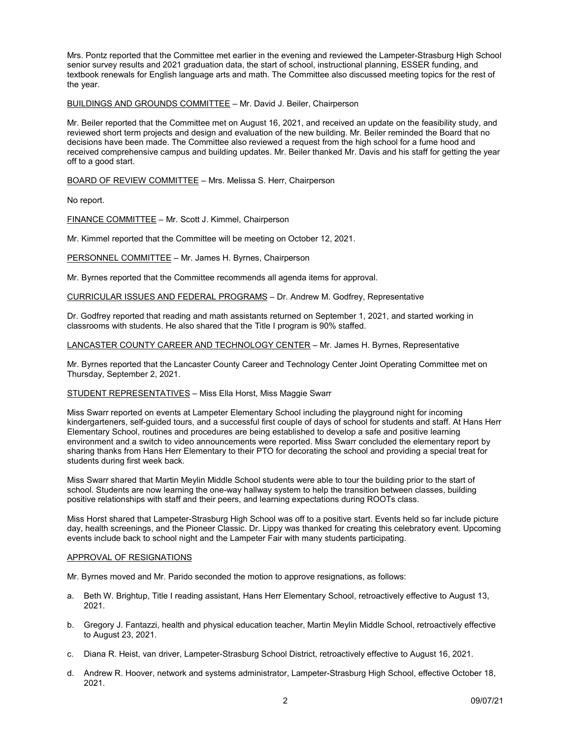Mrs. Pontz reported that the Committee met earlier in the evening and reviewed the Lampeter-Strasburg High School senior survey results and 2021 graduation data, the start of school, instructional planning, ESSER funding, and textbook renewals for English language arts and math. The Committee also discussed meeting topics for the rest of the year.

BUILDINGS AND GROUNDS COMMITTEE – Mr. David J. Beiler, Chairperson

Mr. Beiler reported that the Committee met on August 16, 2021, and received an update on the feasibility study, and reviewed short term projects and design and evaluation of the new building. Mr. Beiler reminded the Board that no decisions have been made. The Committee also reviewed a request from the high school for a fume hood and received comprehensive campus and building updates. Mr. Beiler thanked Mr. Davis and his staff for getting the year off to a good start.

BOARD OF REVIEW COMMITTEE – Mrs. Melissa S. Herr, Chairperson

No report.

FINANCE COMMITTEE – Mr. Scott J. Kimmel, Chairperson

Mr. Kimmel reported that the Committee will be meeting on October 12, 2021.

PERSONNEL COMMITTEE – Mr. James H. Byrnes, Chairperson

Mr. Byrnes reported that the Committee recommends all agenda items for approval.

CURRICULAR ISSUES AND FEDERAL PROGRAMS – Dr. Andrew M. Godfrey, Representative

Dr. Godfrey reported that reading and math assistants returned on September 1, 2021, and started working in classrooms with students. He also shared that the Title I program is 90% staffed.

LANCASTER COUNTY CAREER AND TECHNOLOGY CENTER – Mr. James H. Byrnes, Representative

Mr. Byrnes reported that the Lancaster County Career and Technology Center Joint Operating Committee met on Thursday, September 2, 2021.

STUDENT REPRESENTATIVES – Miss Ella Horst, Miss Maggie Swarr

Miss Swarr reported on events at Lampeter Elementary School including the playground night for incoming kindergarteners, self-guided tours, and a successful first couple of days of school for students and staff. At Hans Herr Elementary School, routines and procedures are being established to develop a safe and positive learning environment and a switch to video announcements were reported. Miss Swarr concluded the elementary report by sharing thanks from Hans Herr Elementary to their PTO for decorating the school and providing a special treat for students during first week back.

Miss Swarr shared that Martin Meylin Middle School students were able to tour the building prior to the start of school. Students are now learning the one-way hallway system to help the transition between classes, building positive relationships with staff and their peers, and learning expectations during ROOTs class.

Miss Horst shared that Lampeter-Strasburg High School was off to a positive start. Events held so far include picture day, health screenings, and the Pioneer Classic. Dr. Lippy was thanked for creating this celebratory event. Upcoming events include back to school night and the Lampeter Fair with many students participating.

APPROVAL OF RESIGNATIONS

Mr. Byrnes moved and Mr. Parido seconded the motion to approve resignations, as follows:

a. Beth W. Brightup, Title I reading assistant, Hans Herr Elementary School, retroactively effective to August 13, 2021.

b. Gregory J. Fantazzi, health and physical education teacher, Martin Meylin Middle School, retroactively effective to August 23, 2021.

c. Diana R. Heist, van driver, Lampeter-Strasburg School District, retroactively effective to August 16, 2021.

d. Andrew R. Hoover, network and systems administrator, Lampeter-Strasburg High School, effective October 18, 2021.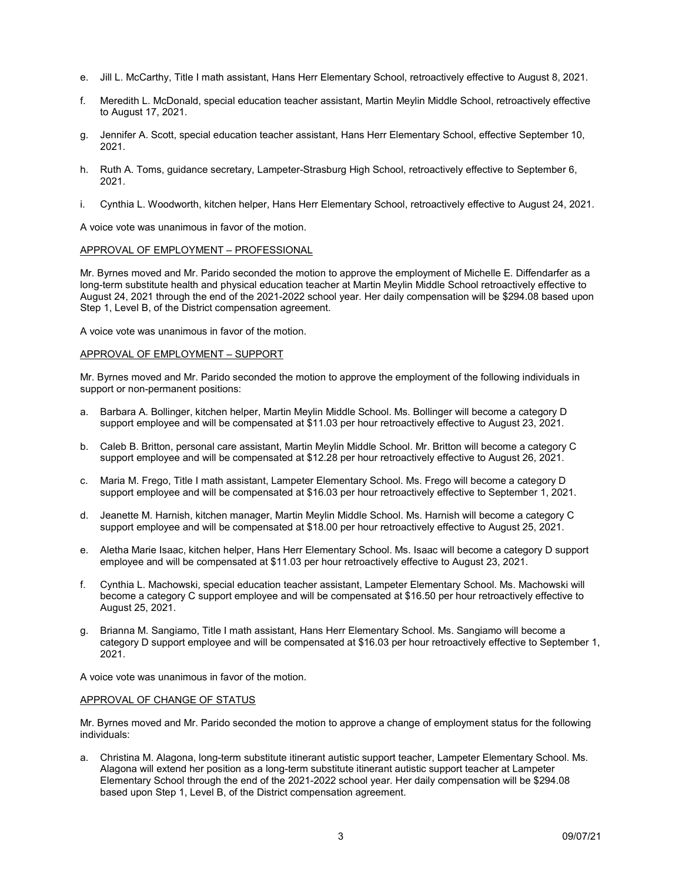e. Jill L. McCarthy, Title I math assistant, Hans Herr Elementary School, retroactively effective to August 8, 2021.

f. Meredith L. McDonald, special education teacher assistant, Martin Meylin Middle School, retroactively effective to August 17, 2021.

g. Jennifer A. Scott, special education teacher assistant, Hans Herr Elementary School, effective September 10, 2021.

h. Ruth A. Toms, guidance secretary, Lampeter-Strasburg High School, retroactively effective to September 6, 2021.

i. Cynthia L. Woodworth, kitchen helper, Hans Herr Elementary School, retroactively effective to August 24, 2021.

A voice vote was unanimous in favor of the motion.

APPROVAL OF EMPLOYMENT – PROFESSIONAL

Mr. Byrnes moved and Mr. Parido seconded the motion to approve the employment of Michelle E. Diffendarfer as a long-term substitute health and physical education teacher at Martin Meylin Middle School retroactively effective to August 24, 2021 through the end of the 2021-2022 school year. Her daily compensation will be $294.08 based upon Step 1, Level B, of the District compensation agreement.

A voice vote was unanimous in favor of the motion.

APPROVAL OF EMPLOYMENT – SUPPORT

Mr. Byrnes moved and Mr. Parido seconded the motion to approve the employment of the following individuals in support or non-permanent positions:

a. Barbara A. Bollinger, kitchen helper, Martin Meylin Middle School. Ms. Bollinger will become a category D support employee and will be compensated at $11.03 per hour retroactively effective to August 23, 2021.

b. Caleb B. Britton, personal care assistant, Martin Meylin Middle School. Mr. Britton will become a category C support employee and will be compensated at $12.28 per hour retroactively effective to August 26, 2021.

c. Maria M. Frego, Title I math assistant, Lampeter Elementary School. Ms. Frego will become a category D support employee and will be compensated at $16.03 per hour retroactively effective to September 1, 2021.

d. Jeanette M. Harnish, kitchen manager, Martin Meylin Middle School. Ms. Harnish will become a category C support employee and will be compensated at $18.00 per hour retroactively effective to August 25, 2021.

e. Aletha Marie Isaac, kitchen helper, Hans Herr Elementary School. Ms. Isaac will become a category D support employee and will be compensated at $11.03 per hour retroactively effective to August 23, 2021.

f. Cynthia L. Machowski, special education teacher assistant, Lampeter Elementary School. Ms. Machowski will become a category C support employee and will be compensated at $16.50 per hour retroactively effective to August 25, 2021.

g. Brianna M. Sangiamo, Title I math assistant, Hans Herr Elementary School. Ms. Sangiamo will become a category D support employee and will be compensated at $16.03 per hour retroactively effective to September 1, 2021.

A voice vote was unanimous in favor of the motion.

APPROVAL OF CHANGE OF STATUS

Mr. Byrnes moved and Mr. Parido seconded the motion to approve a change of employment status for the following individuals:

a. Christina M. Alagona, long-term substitute itinerant autistic support teacher, Lampeter Elementary School. Ms. Alagona will extend her position as a long-term substitute itinerant autistic support teacher at Lampeter Elementary School through the end of the 2021-2022 school year. Her daily compensation will be $294.08 based upon Step 1, Level B, of the District compensation agreement.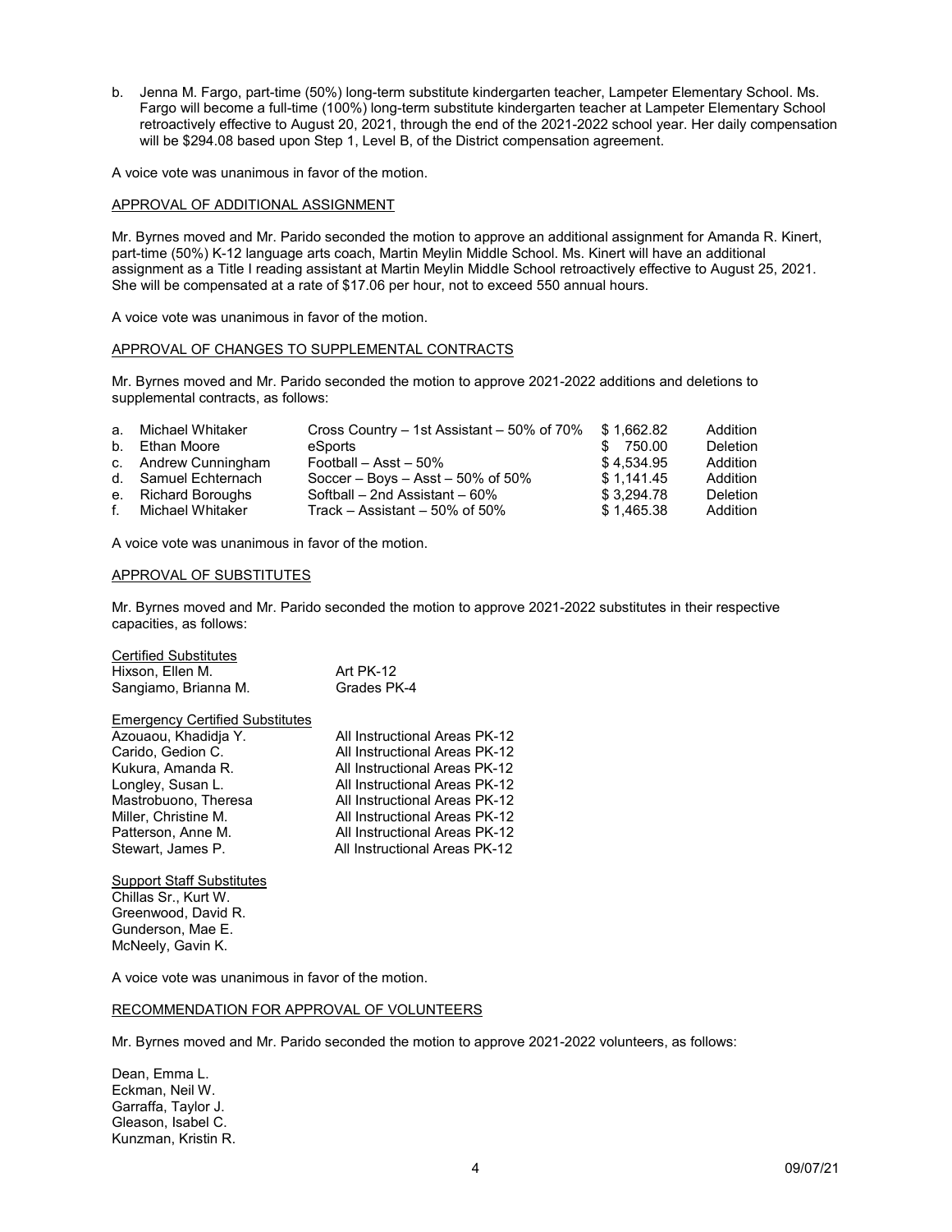b. Jenna M. Fargo, part-time (50%) long-term substitute kindergarten teacher, Lampeter Elementary School. Ms. Fargo will become a full-time (100%) long-term substitute kindergarten teacher at Lampeter Elementary School retroactively effective to August 20, 2021, through the end of the 2021-2022 school year. Her daily compensation will be $294.08 based upon Step 1, Level B, of the District compensation agreement.

A voice vote was unanimous in favor of the motion.

## APPROVAL OF ADDITIONAL ASSIGNMENT

Mr. Byrnes moved and Mr. Parido seconded the motion to approve an additional assignment for Amanda R. Kinert, part-time (50%) K-12 language arts coach, Martin Meylin Middle School. Ms. Kinert will have an additional assignment as a Title I reading assistant at Martin Meylin Middle School retroactively effective to August 25, 2021. She will be compensated at a rate of $17.06 per hour, not to exceed 550 annual hours.

A voice vote was unanimous in favor of the motion.

## APPROVAL OF CHANGES TO SUPPLEMENTAL CONTRACTS

Mr. Byrnes moved and Mr. Parido seconded the motion to approve 2021-2022 additions and deletions to supplemental contracts, as follows:

| | Name | Contract | Amount | Action |
|---|---|---|---|---|
| a. | Michael Whitaker | Cross Country – 1st Assistant – 50% of 70% | $ 1,662.82 | Addition |
| b. | Ethan Moore | eSports | $ 750.00 | Deletion |
| c. | Andrew Cunningham | Football – Asst – 50% | $ 4,534.95 | Addition |
| d. | Samuel Echternach | Soccer – Boys – Asst – 50% of 50% | $ 1,141.45 | Addition |
| e. | Richard Boroughs | Softball – 2nd Assistant – 60% | $ 3,294.78 | Deletion |
| f. | Michael Whitaker | Track – Assistant – 50% of 50% | $ 1,465.38 | Addition |

A voice vote was unanimous in favor of the motion.

## APPROVAL OF SUBSTITUTES

Mr. Byrnes moved and Mr. Parido seconded the motion to approve 2021-2022 substitutes in their respective capacities, as follows:

Certified Substitutes

| Name | Area |
|---|---|
| Hixson, Ellen M. | Art PK-12 |
| Sangiamo, Brianna M. | Grades PK-4 |

Emergency Certified Substitutes

| Name | Area |
|---|---|
| Azouaou, Khadidja Y. | All Instructional Areas PK-12 |
| Carido, Gedion C. | All Instructional Areas PK-12 |
| Kukura, Amanda R. | All Instructional Areas PK-12 |
| Longley, Susan L. | All Instructional Areas PK-12 |
| Mastrobuono, Theresa | All Instructional Areas PK-12 |
| Miller, Christine M. | All Instructional Areas PK-12 |
| Patterson, Anne M. | All Instructional Areas PK-12 |
| Stewart, James P. | All Instructional Areas PK-12 |

Support Staff Substitutes

Chillas Sr., Kurt W.
Greenwood, David R.
Gunderson, Mae E.
McNeely, Gavin K.

A voice vote was unanimous in favor of the motion.

## RECOMMENDATION FOR APPROVAL OF VOLUNTEERS

Mr. Byrnes moved and Mr. Parido seconded the motion to approve 2021-2022 volunteers, as follows:

Dean, Emma L.
Eckman, Neil W.
Garraffa, Taylor J.
Gleason, Isabel C.
Kunzman, Kristin R.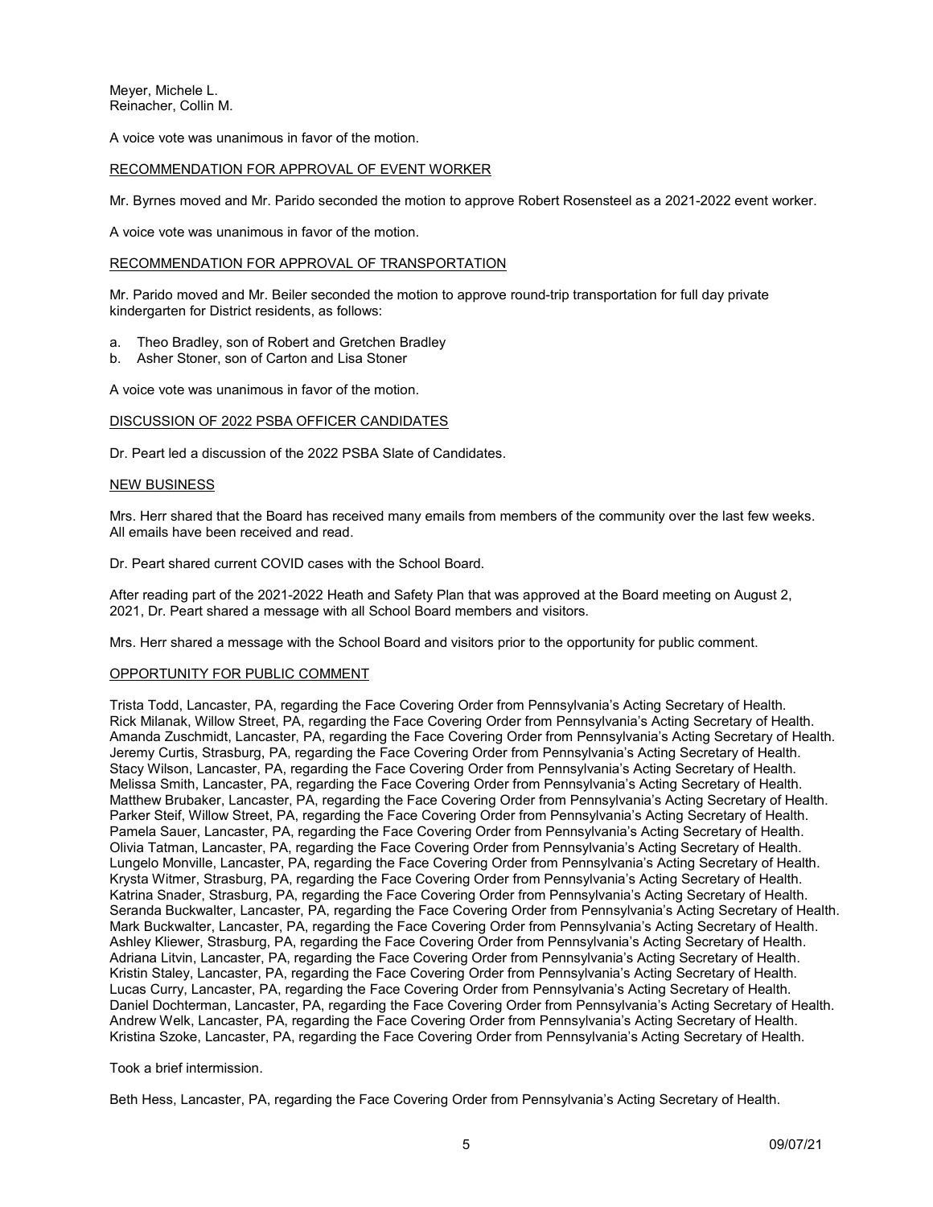Meyer, Michele L.
Reinacher, Collin M.

A voice vote was unanimous in favor of the motion.

RECOMMENDATION FOR APPROVAL OF EVENT WORKER

Mr. Byrnes moved and Mr. Parido seconded the motion to approve Robert Rosensteel as a 2021-2022 event worker.

A voice vote was unanimous in favor of the motion.

RECOMMENDATION FOR APPROVAL OF TRANSPORTATION

Mr. Parido moved and Mr. Beiler seconded the motion to approve round-trip transportation for full day private kindergarten for District residents, as follows:

a. Theo Bradley, son of Robert and Gretchen Bradley
b. Asher Stoner, son of Carton and Lisa Stoner

A voice vote was unanimous in favor of the motion.

DISCUSSION OF 2022 PSBA OFFICER CANDIDATES

Dr. Peart led a discussion of the 2022 PSBA Slate of Candidates.

NEW BUSINESS

Mrs. Herr shared that the Board has received many emails from members of the community over the last few weeks. All emails have been received and read.

Dr. Peart shared current COVID cases with the School Board.

After reading part of the 2021-2022 Heath and Safety Plan that was approved at the Board meeting on August 2, 2021, Dr. Peart shared a message with all School Board members and visitors.

Mrs. Herr shared a message with the School Board and visitors prior to the opportunity for public comment.

OPPORTUNITY FOR PUBLIC COMMENT

Trista Todd, Lancaster, PA, regarding the Face Covering Order from Pennsylvania's Acting Secretary of Health.
Rick Milanak, Willow Street, PA, regarding the Face Covering Order from Pennsylvania's Acting Secretary of Health.
Amanda Zuschmidt, Lancaster, PA, regarding the Face Covering Order from Pennsylvania's Acting Secretary of Health.
Jeremy Curtis, Strasburg, PA, regarding the Face Covering Order from Pennsylvania's Acting Secretary of Health.
Stacy Wilson, Lancaster, PA, regarding the Face Covering Order from Pennsylvania's Acting Secretary of Health.
Melissa Smith, Lancaster, PA, regarding the Face Covering Order from Pennsylvania's Acting Secretary of Health.
Matthew Brubaker, Lancaster, PA, regarding the Face Covering Order from Pennsylvania's Acting Secretary of Health.
Parker Steif, Willow Street, PA, regarding the Face Covering Order from Pennsylvania's Acting Secretary of Health.
Pamela Sauer, Lancaster, PA, regarding the Face Covering Order from Pennsylvania's Acting Secretary of Health.
Olivia Tatman, Lancaster, PA, regarding the Face Covering Order from Pennsylvania's Acting Secretary of Health.
Lungelo Monville, Lancaster, PA, regarding the Face Covering Order from Pennsylvania's Acting Secretary of Health.
Krysta Witmer, Strasburg, PA, regarding the Face Covering Order from Pennsylvania's Acting Secretary of Health.
Katrina Snader, Strasburg, PA, regarding the Face Covering Order from Pennsylvania's Acting Secretary of Health.
Seranda Buckwalter, Lancaster, PA, regarding the Face Covering Order from Pennsylvania's Acting Secretary of Health.
Mark Buckwalter, Lancaster, PA, regarding the Face Covering Order from Pennsylvania's Acting Secretary of Health.
Ashley Kliewer, Strasburg, PA, regarding the Face Covering Order from Pennsylvania's Acting Secretary of Health.
Adriana Litvin, Lancaster, PA, regarding the Face Covering Order from Pennsylvania's Acting Secretary of Health.
Kristin Staley, Lancaster, PA, regarding the Face Covering Order from Pennsylvania's Acting Secretary of Health.
Lucas Curry, Lancaster, PA, regarding the Face Covering Order from Pennsylvania's Acting Secretary of Health.
Daniel Dochterman, Lancaster, PA, regarding the Face Covering Order from Pennsylvania's Acting Secretary of Health.
Andrew Welk, Lancaster, PA, regarding the Face Covering Order from Pennsylvania's Acting Secretary of Health.
Kristina Szoke, Lancaster, PA, regarding the Face Covering Order from Pennsylvania's Acting Secretary of Health.

Took a brief intermission.

Beth Hess, Lancaster, PA, regarding the Face Covering Order from Pennsylvania's Acting Secretary of Health.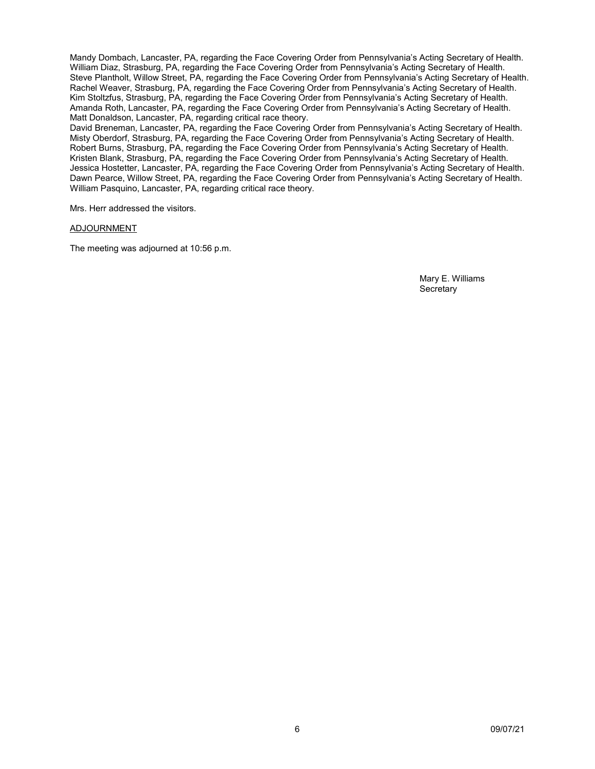Mandy Dombach, Lancaster, PA, regarding the Face Covering Order from Pennsylvania's Acting Secretary of Health.
William Diaz, Strasburg, PA, regarding the Face Covering Order from Pennsylvania's Acting Secretary of Health.
Steve Plantholt, Willow Street, PA, regarding the Face Covering Order from Pennsylvania's Acting Secretary of Health.
Rachel Weaver, Strasburg, PA, regarding the Face Covering Order from Pennsylvania's Acting Secretary of Health.
Kim Stoltzfus, Strasburg, PA, regarding the Face Covering Order from Pennsylvania's Acting Secretary of Health.
Amanda Roth, Lancaster, PA, regarding the Face Covering Order from Pennsylvania's Acting Secretary of Health.
Matt Donaldson, Lancaster, PA, regarding critical race theory.
David Breneman, Lancaster, PA, regarding the Face Covering Order from Pennsylvania's Acting Secretary of Health.
Misty Oberdorf, Strasburg, PA, regarding the Face Covering Order from Pennsylvania's Acting Secretary of Health.
Robert Burns, Strasburg, PA, regarding the Face Covering Order from Pennsylvania's Acting Secretary of Health.
Kristen Blank, Strasburg, PA, regarding the Face Covering Order from Pennsylvania's Acting Secretary of Health.
Jessica Hostetter, Lancaster, PA, regarding the Face Covering Order from Pennsylvania's Acting Secretary of Health.
Dawn Pearce, Willow Street, PA, regarding the Face Covering Order from Pennsylvania's Acting Secretary of Health.
William Pasquino, Lancaster, PA, regarding critical race theory.

Mrs. Herr addressed the visitors.

ADJOURNMENT

The meeting was adjourned at 10:56 p.m.

Mary E. Williams
Secretary